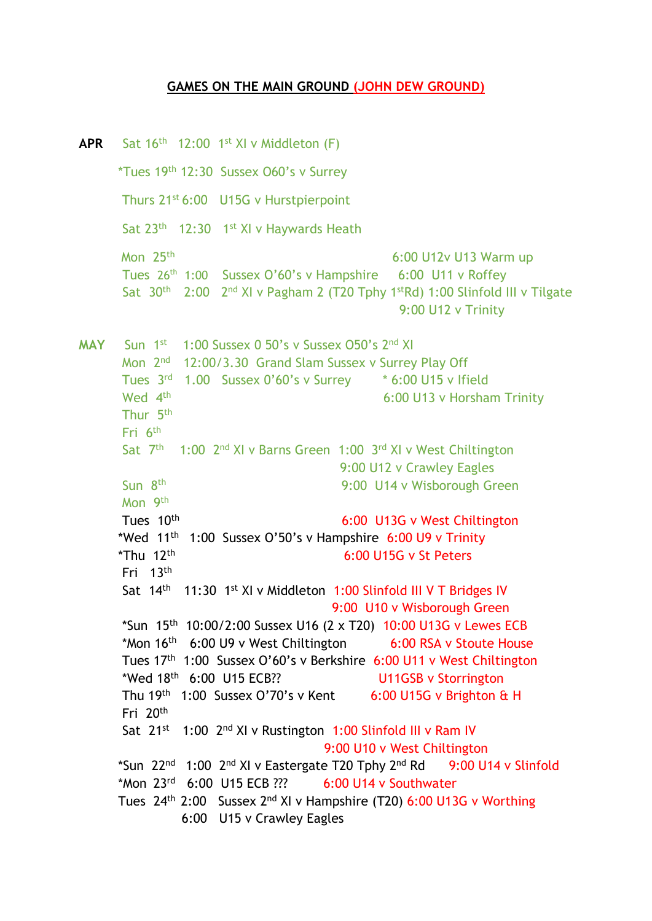## GAMES ON THE MAIN GROUND (JOHN DEW GROUND)

**APR**

Sat 16th 12:00 1st XI v Middleton (F)

*Tues 19th 12:30 Sussex O60's v Surrey

Thurs 21st 6:00 U15G v Hurstpierpoint

Sat 23rd 12:30 1st XI v Haywards Heath

Mon 25th 6:00 U12v U13 Warm up

Tues 26th 1:00 Sussex O'60's v Hampshire 6:00 U11 v Roffey

Sat 30th 2:00 2nd XI v Pagham 2 (T20 Tphy 1stRd) 1:00 Slinfold III v Tilgate
9:00 U12 v Trinity

**MAY**

Sun 1st 1:00 Sussex 0 50's v Sussex O50's 2nd XI

Mon 2nd 12:00/3.30 Grand Slam Sussex v Surrey Play Off

Tues 3rd 1.00 Sussex 0'60's v Surrey * 6:00 U15 v Ifield

Wed 4th 6:00 U13 v Horsham Trinity

Thur 5th

Fri 6th

Sat 7th 1:00 2nd XI v Barns Green 1:00 3rd XI v West Chiltington
9:00 U12 v Crawley Eagles

Sun 8th 9:00 U14 v Wisborough Green

Mon 9th

Tues 10th 6:00 U13G v West Chiltington

*Wed 11th 1:00 Sussex O'50's v Hampshire 6:00 U9 v Trinity

*Thu 12th 6:00 U15G v St Peters

Fri 13th

Sat 14th 11:30 1st XI v Middleton 1:00 Slinfold III V T Bridges IV
9:00 U10 v Wisborough Green

*Sun 15th 10:00/2:00 Sussex U16 (2 x T20) 10:00 U13G v Lewes ECB

*Mon 16th 6:00 U9 v West Chiltington 6:00 RSA v Stoute House

Tues 17th 1:00 Sussex O'60's v Berkshire 6:00 U11 v West Chiltington

*Wed 18th 6:00 U15 ECB?? U11GSB v Storrington

Thu 19th 1:00 Sussex O'70's v Kent 6:00 U15G v Brighton & H

Fri 20th

Sat 21st 1:00 2nd XI v Rustington 1:00 Slinfold III v Ram IV
9:00 U10 v West Chiltington

*Sun 22nd 1:00 2nd XI v Eastergate T20 Tphy 2nd Rd 9:00 U14 v Slinfold

*Mon 23rd 6:00 U15 ECB ??? 6:00 U14 v Southwater

Tues 24th 2:00 Sussex 2nd XI v Hampshire (T20) 6:00 U13G v Worthing
6:00 U15 v Crawley Eagles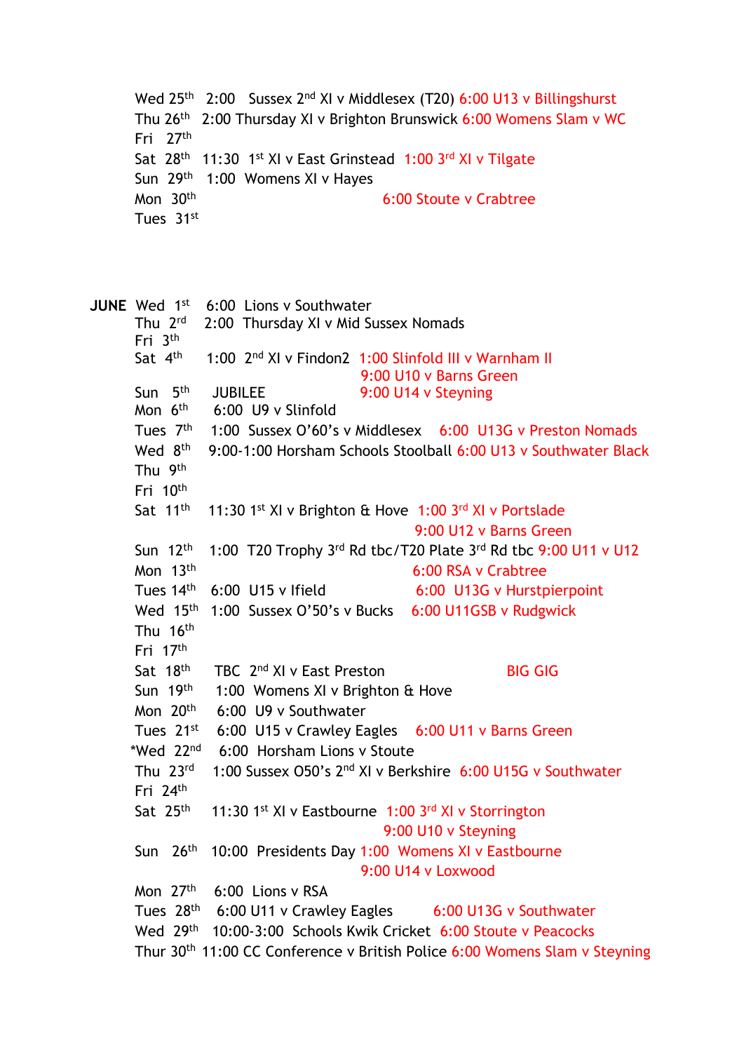Wed 25th 2:00 Sussex 2nd XI v Middlesex (T20) 6:00 U13 v Billingshurst
Thu 26th 2:00 Thursday XI v Brighton Brunswick 6:00 Womens Slam v WC
Fri 27th
Sat 28th 11:30 1st XI v East Grinstead 1:00 3rd XI v Tilgate
Sun 29th 1:00 Womens XI v Hayes
Mon 30th 6:00 Stoute v Crabtree
Tues 31st

**JUNE** Wed 1st 6:00 Lions v Southwater
Thu 2rd 2:00 Thursday XI v Mid Sussex Nomads
Fri 3th
Sat 4th 1:00 2nd XI v Findon2 1:00 Slinfold III v Warnham II
9:00 U10 v Barns Green
Sun 5th JUBILEE 9:00 U14 v Steyning
Mon 6th 6:00 U9 v Slinfold
Tues 7th 1:00 Sussex O'60's v Middlesex 6:00 U13G v Preston Nomads
Wed 8th 9:00-1:00 Horsham Schools Stoolball 6:00 U13 v Southwater Black
Thu 9th
Fri 10th
Sat 11th 11:30 1st XI v Brighton & Hove 1:00 3rd XI v Portslade
9:00 U12 v Barns Green
Sun 12th 1:00 T20 Trophy 3rd Rd tbc/T20 Plate 3rd Rd tbc 9:00 U11 v U12
Mon 13th 6:00 RSA v Crabtree
Tues 14th 6:00 U15 v Ifield 6:00 U13G v Hurstpierpoint
Wed 15th 1:00 Sussex O'50's v Bucks 6:00 U11GSB v Rudgwick
Thu 16th
Fri 17th
Sat 18th TBC 2nd XI v East Preston BIG GIG
Sun 19th 1:00 Womens XI v Brighton & Hove
Mon 20th 6:00 U9 v Southwater
Tues 21st 6:00 U15 v Crawley Eagles 6:00 U11 v Barns Green
*Wed 22nd 6:00 Horsham Lions v Stoute
Thu 23rd 1:00 Sussex O50's 2nd XI v Berkshire 6:00 U15G v Southwater
Fri 24th
Sat 25th 11:30 1st XI v Eastbourne 1:00 3rd XI v Storrington
9:00 U10 v Steyning
Sun 26th 10:00 Presidents Day 1:00 Womens XI v Eastbourne
9:00 U14 v Loxwood
Mon 27th 6:00 Lions v RSA
Tues 28th 6:00 U11 v Crawley Eagles 6:00 U13G v Southwater
Wed 29th 10:00-3:00 Schools Kwik Cricket 6:00 Stoute v Peacocks
Thur 30th 11:00 CC Conference v British Police 6:00 Womens Slam v Steyning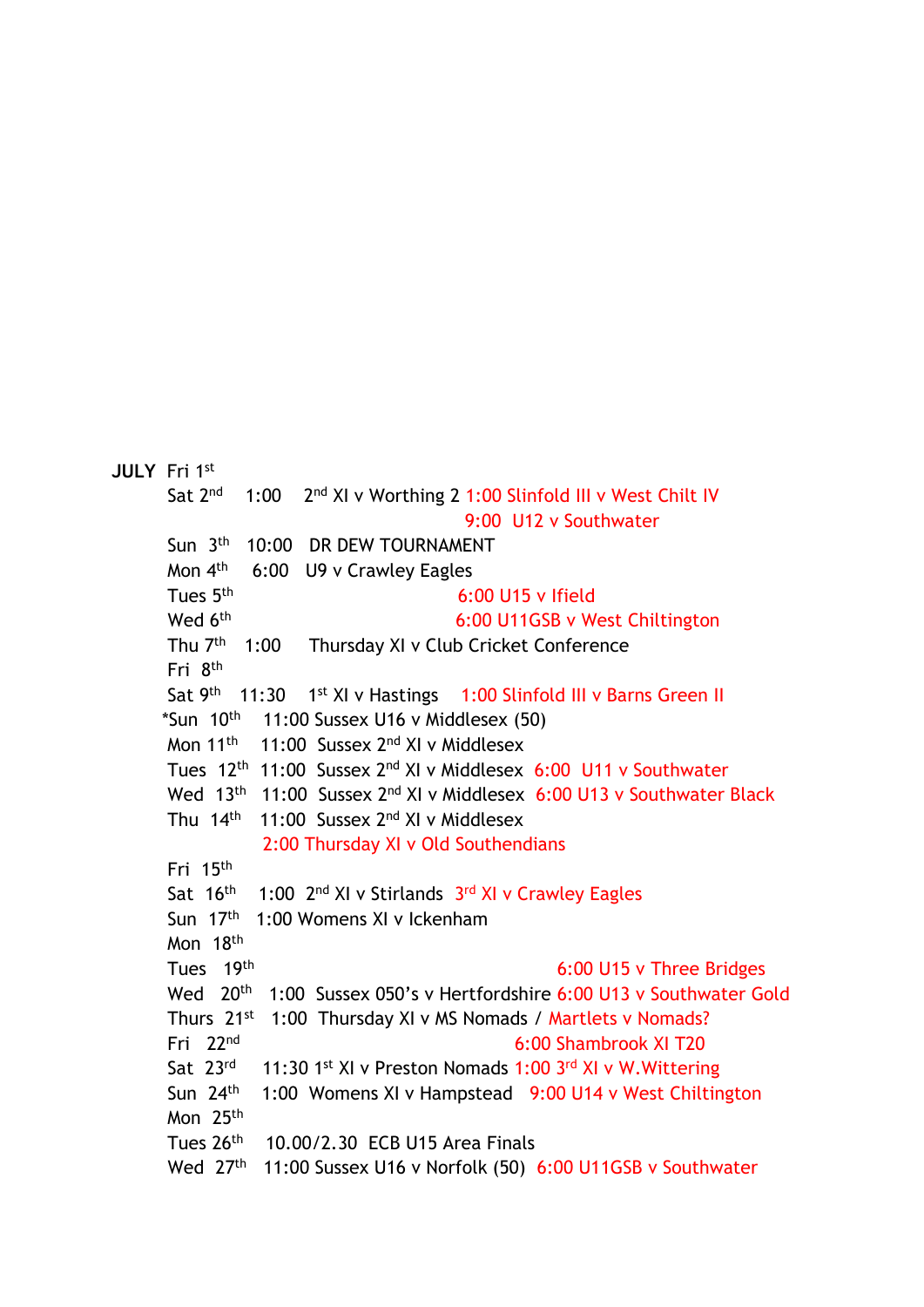**JULY** Fri 1st

Sat 2nd 1:00 2nd XI v Worthing 2 1:00 Slinfold III v West Chilt IV
9:00 U12 v Southwater

Sun 3th 10:00 DR DEW TOURNAMENT

Mon 4th 6:00 U9 v Crawley Eagles

Tues 5th 6:00 U15 v Ifield

Wed 6th 6:00 U11GSB v West Chiltington

Thu 7th 1:00 Thursday XI v Club Cricket Conference

Fri 8th

Sat 9th 11:30 1st XI v Hastings 1:00 Slinfold III v Barns Green II

*Sun 10th 11:00 Sussex U16 v Middlesex (50)

Mon 11th 11:00 Sussex 2nd XI v Middlesex

Tues 12th 11:00 Sussex 2nd XI v Middlesex 6:00 U11 v Southwater

Wed 13th 11:00 Sussex 2nd XI v Middlesex 6:00 U13 v Southwater Black

Thu 14th 11:00 Sussex 2nd XI v Middlesex
2:00 Thursday XI v Old Southendians

Fri 15th

Sat 16th 1:00 2nd XI v Stirlands 3rd XI v Crawley Eagles

Sun 17th 1:00 Womens XI v Ickenham

Mon 18th

Tues 19th 6:00 U15 v Three Bridges

Wed 20th 1:00 Sussex 050's v Hertfordshire 6:00 U13 v Southwater Gold

Thurs 21st 1:00 Thursday XI v MS Nomads / Martlets v Nomads?

Fri 22nd 6:00 Shambrook XI T20

Sat 23rd 11:30 1st XI v Preston Nomads 1:00 3rd XI v W.Wittering

Sun 24th 1:00 Womens XI v Hampstead 9:00 U14 v West Chiltington

Mon 25th

Tues 26th 10.00/2.30 ECB U15 Area Finals

Wed 27th 11:00 Sussex U16 v Norfolk (50) 6:00 U11GSB v Southwater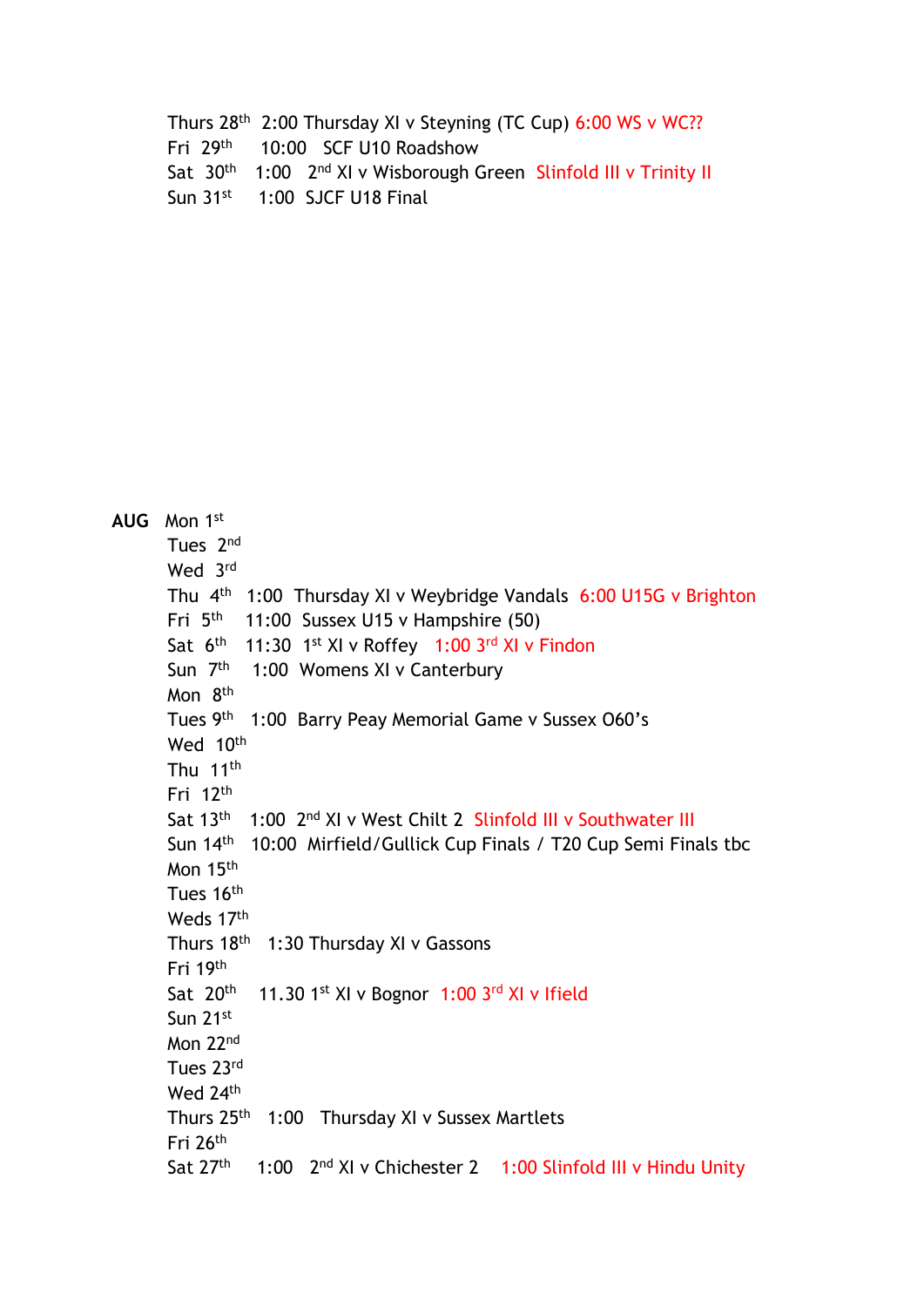Thurs 28th  2:00 Thursday XI v Steyning (TC Cup) 6:00 WS v WC??
Fri 29th  10:00  SCF U10 Roadshow
Sat 30th  1:00  2nd XI v Wisborough Green  Slinfold III v Trinity II
Sun 31st  1:00  SJCF U18 Final

**AUG** Mon 1st
Tues 2nd
Wed 3rd
Thu 4th  1:00  Thursday XI v Weybridge Vandals  6:00 U15G v Brighton
Fri 5th  11:00  Sussex U15 v Hampshire (50)
Sat 6th  11:30  1st XI v Roffey  1:00 3rd XI v Findon
Sun 7th  1:00  Womens XI v Canterbury
Mon 8th
Tues 9th  1:00  Barry Peay Memorial Game v Sussex O60's
Wed 10th
Thu 11th
Fri 12th
Sat 13th  1:00  2nd XI v West Chilt 2  Slinfold III v Southwater III
Sun 14th  10:00  Mirfield/Gullick Cup Finals / T20 Cup Semi Finals tbc
Mon 15th
Tues 16th
Weds 17th
Thurs 18th  1:30 Thursday XI v Gassons
Fri 19th
Sat 20th  11.30 1st XI v Bognor  1:00 3rd XI v Ifield
Sun 21st
Mon 22nd
Tues 23rd
Wed 24th
Thurs 25th  1:00  Thursday XI v Sussex Martlets
Fri 26th
Sat 27th  1:00  2nd XI v Chichester 2  1:00 Slinfold III v Hindu Unity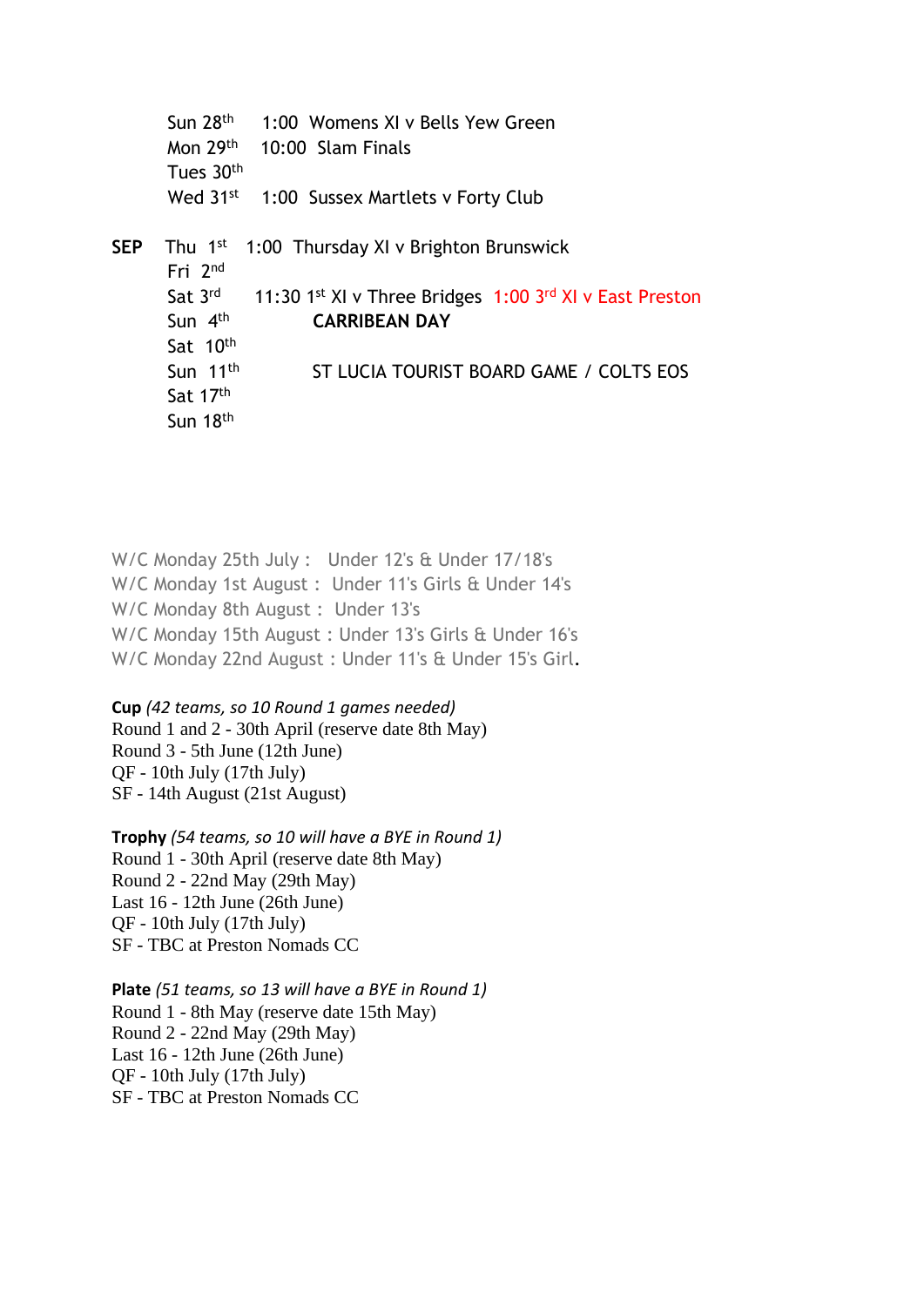Sun 28th 1:00 Womens XI v Bells Yew Green
Mon 29th 10:00 Slam Finals
Tues 30th
Wed 31st 1:00 Sussex Martlets v Forty Club

**SEP** Thu 1st 1:00 Thursday XI v Brighton Brunswick
Fri 2nd
Sat 3rd 11:30 1st XI v Three Bridges 1:00 3rd XI v East Preston
Sun 4th **CARRIBEAN DAY**
Sat 10th
Sun 11th ST LUCIA TOURIST BOARD GAME / COLTS EOS
Sat 17th
Sun 18th

W/C Monday 25th July : Under 12's & Under 17/18's
W/C Monday 1st August : Under 11's Girls & Under 14's
W/C Monday 8th August : Under 13's
W/C Monday 15th August : Under 13's Girls & Under 16's
W/C Monday 22nd August : Under 11's & Under 15's Girl.

**Cup** *(42 teams, so 10 Round 1 games needed)*
Round 1 and 2 - 30th April (reserve date 8th May)
Round 3 - 5th June (12th June)
QF - 10th July (17th July)
SF - 14th August (21st August)

**Trophy** *(54 teams, so 10 will have a BYE in Round 1)*
Round 1 - 30th April (reserve date 8th May)
Round 2 - 22nd May (29th May)
Last 16 - 12th June (26th June)
QF - 10th July (17th July)
SF - TBC at Preston Nomads CC

**Plate** *(51 teams, so 13 will have a BYE in Round 1)*
Round 1 - 8th May (reserve date 15th May)
Round 2 - 22nd May (29th May)
Last 16 - 12th June (26th June)
QF - 10th July (17th July)
SF - TBC at Preston Nomads CC